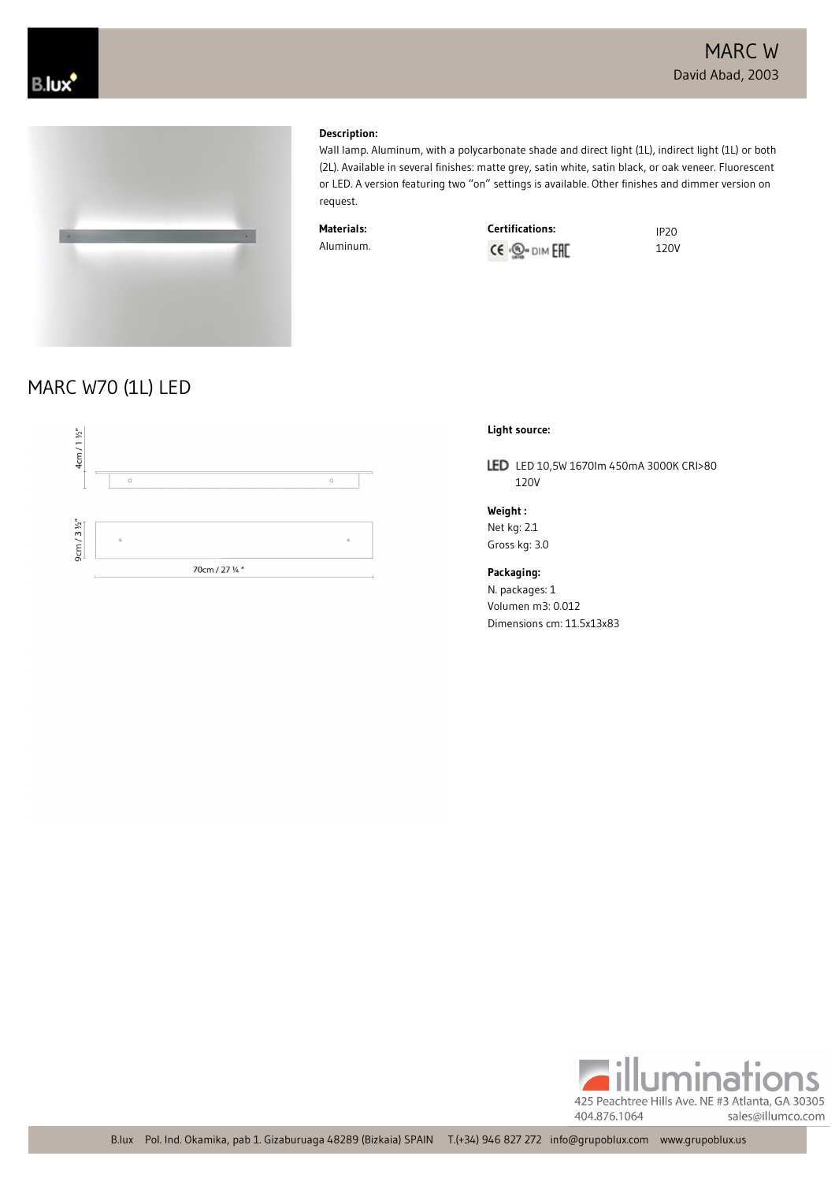# MARC W

David Abad, 2003

**Description:**

Wall lamp. Aluminum, with a polycarbonate shade and direct light (1L), indirect light (1L) or both (2L). Available in several finishes: matte grey, satin white, satin black, or oak veneer. Fluorescent or LED. A version featuring two "on" settings is available. Other finishes and dimmer version on request.

**Materials:**

Aluminum.

**Certifications:**

CE cULus DIM EAC

IP20

120V

## MARC W70 (1L) LED

4cm / 1 ½"

9cm / 3 ½"

70cm / 27 ¼ "

**Light source:**

LED 10,5W 1670lm 450mA 3000K CRI>80 120V

**Weight :**

Net kg: 2.1

Gross kg: 3.0

**Packaging:**

N. packages: 1

Volumen m3: 0.012

Dimensions cm: 11.5x13x83

illuminations

425 Peachtree Hills Ave. NE #3 Atlanta, GA 30305

404.876.1064 sales@illumco.com

B.lux Pol. Ind. Okamika, pab 1. Gizaburuaga 48289 (Bizkaia) SPAIN T.(+34) 946 827 272 info@grupoblux.com www.grupoblux.us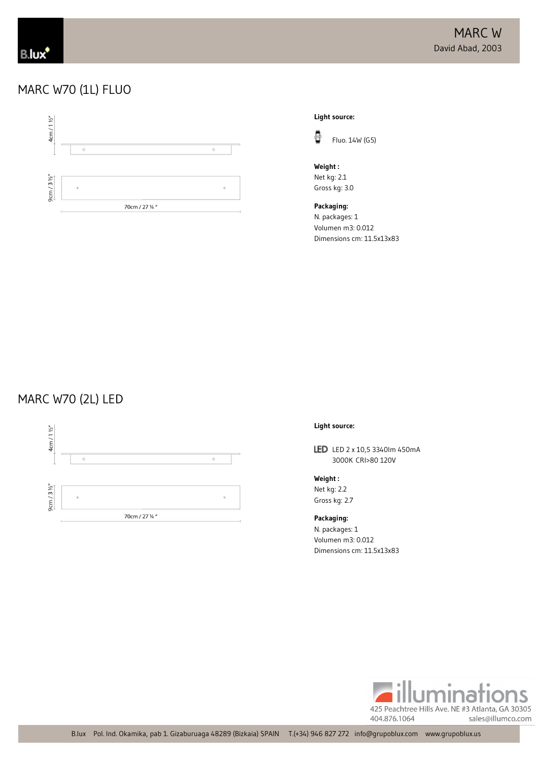# MARC W

David Abad, 2003

## MARC W70 (1L) FLUO

4cm / 1 ½"

9cm / 3 ½"

70cm / 27 ¼ "

**Light source:**

Fluo. 14W (G5)

**Weight :**

Net kg: 2.1
Gross kg: 3.0

**Packaging:**

N. packages: 1
Volumen m3: 0.012
Dimensions cm: 11.5x13x83

## MARC W70 (2L) LED

4cm / 1 ½"

9cm / 3 ½"

70cm / 27 ¼ "

**Light source:**

LED 2 x 10,5 3340lm 450mA
3000K CRI>80 120V

**Weight :**

Net kg: 2.2
Gross kg: 2.7

**Packaging:**

N. packages: 1
Volumen m3: 0.012
Dimensions cm: 11.5x13x83

illuminations
425 Peachtree Hills Ave. NE #3 Atlanta, GA 30305
404.876.1064 sales@illumco.com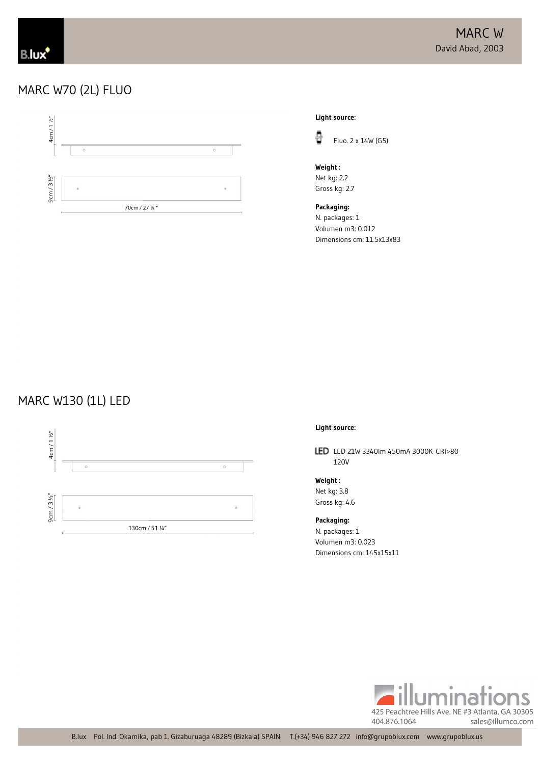# MARC W70 (2L) FLUO

4cm / 1 ½"

9cm / 3 ½"

70cm / 27 ¼ "

**Light source:**

Fluo. 2 x 14W (G5)

**Weight :**
Net kg: 2.2
Gross kg: 2.7

**Packaging:**
N. packages: 1
Volumen m3: 0.012
Dimensions cm: 11.5x13x83

# MARC W130 (1L) LED

4cm / 1 ½"

9cm / 3 ½"

130cm / 51 ¼"

**Light source:**

LED 21W 3340lm 450mA 3000K CRI>80
120V

**Weight :**
Net kg: 3.8
Gross kg: 4.6

**Packaging:**
N. packages: 1
Volumen m3: 0.023
Dimensions cm: 145x15x11

illuminations
425 Peachtree Hills Ave. NE #3 Atlanta, GA 30305
404.876.1064 sales@illumco.com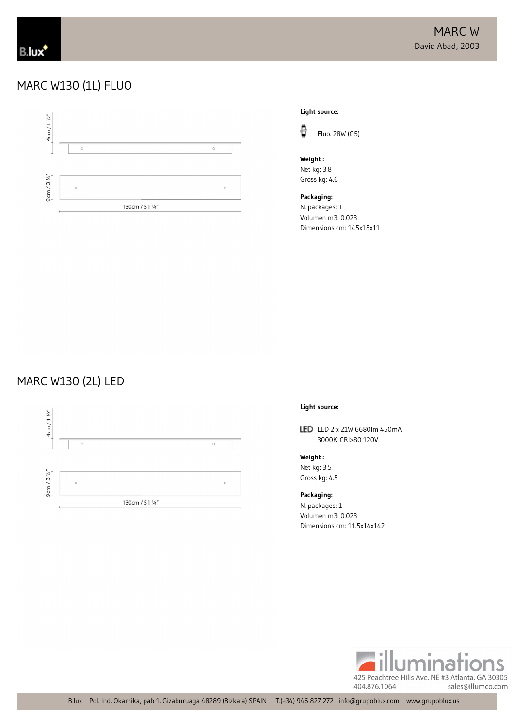# MARC W130 (1L) FLUO

4cm / 1 ½"

9cm / 3 ½"

130cm / 51 ¼"

**Light source:**

Fluo. 28W (G5)

**Weight :**
Net kg: 3.8
Gross kg: 4.6

**Packaging:**
N. packages: 1
Volumen m3: 0.023
Dimensions cm: 145x15x11

# MARC W130 (2L) LED

4cm / 1 ½"

9cm / 3 ½"

130cm / 51 ¼"

**Light source:**

LED 2 x 21W 6680lm 450mA
3000K CRI>80 120V

**Weight :**
Net kg: 3.5
Gross kg: 4.5

**Packaging:**
N. packages: 1
Volumen m3: 0.023
Dimensions cm: 11.5x14x142

illuminations
425 Peachtree Hills Ave. NE #3 Atlanta, GA 30305
404.876.1064 sales@illumco.com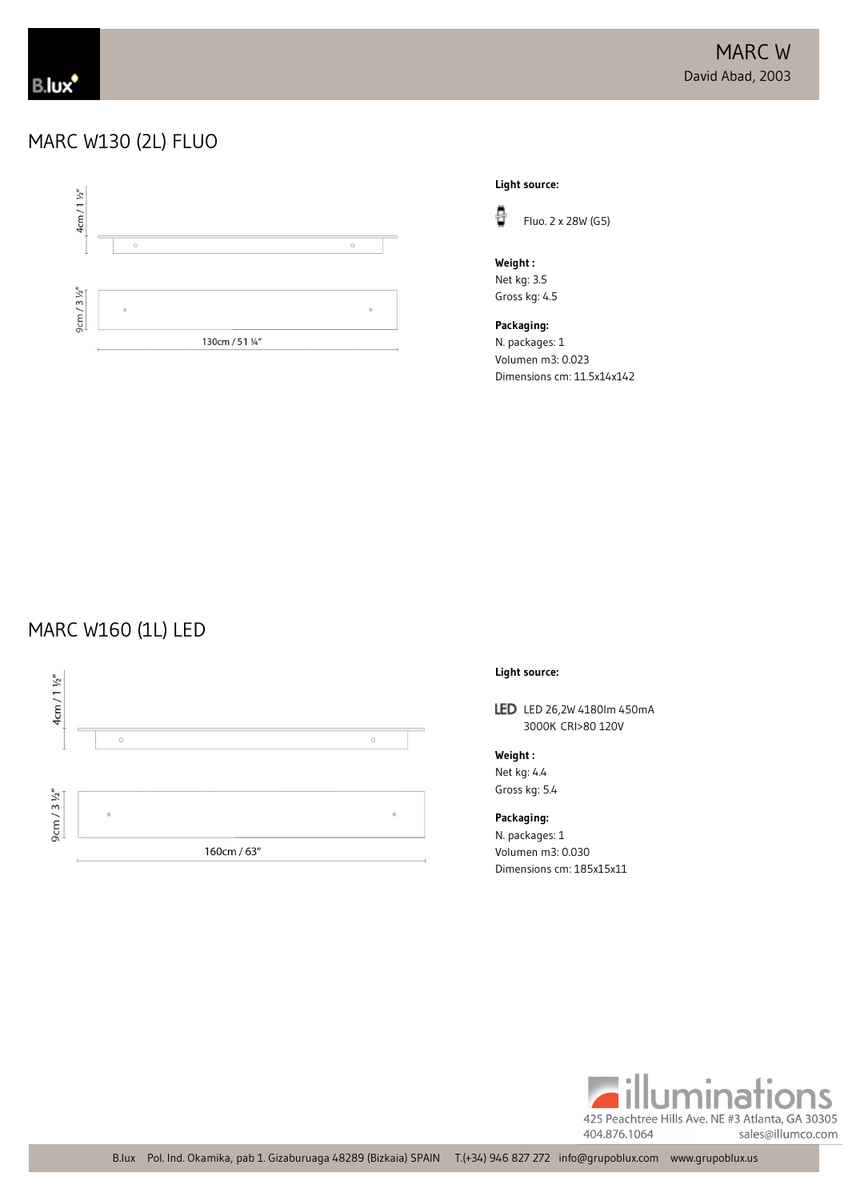## MARC W130 (2L) FLUO

4cm / 1 ½"

9cm / 3 ½"

130cm / 51 ¼"

**Light source:**

Fluo. 2 x 28W (G5)

**Weight :**
Net kg: 3.5
Gross kg: 4.5

**Packaging:**
N. packages: 1
Volumen m3: 0.023
Dimensions cm: 11.5x14x142

## MARC W160 (1L) LED

4cm / 1 ½"

9cm / 3 ½"

160cm / 63"

**Light source:**

LED 26,2W 4180lm 450mA
3000K CRI>80 120V

**Weight :**
Net kg: 4.4
Gross kg: 5.4

**Packaging:**
N. packages: 1
Volumen m3: 0.030
Dimensions cm: 185x15x11

illuminations
425 Peachtree Hills Ave. NE #3 Atlanta, GA 30305
404.876.1064 sales@illumco.com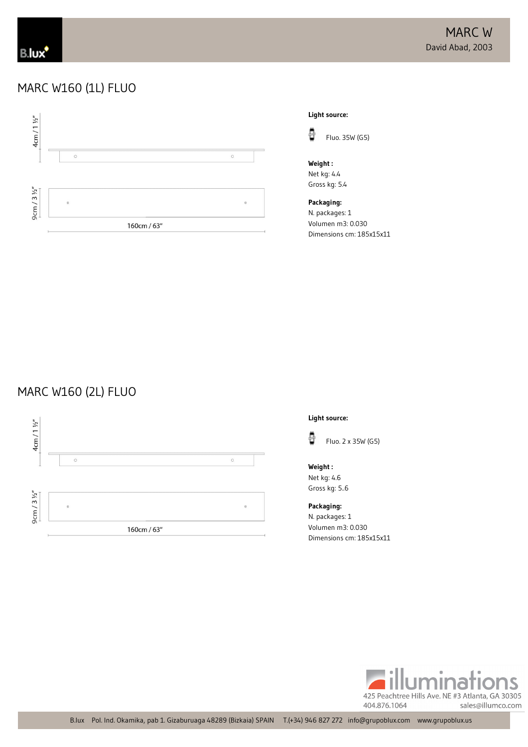# MARC W160 (1L) FLUO

4cm / 1 ½"

9cm / 3 ½"

160cm / 63"

**Light source:**

Fluo. 35W (G5)

**Weight :**
Net kg: 4.4
Gross kg: 5.4

**Packaging:**
N. packages: 1
Volumen m3: 0.030
Dimensions cm: 185x15x11

# MARC W160 (2L) FLUO

4cm / 1 ½"

9cm / 3 ½"

160cm / 63"

**Light source:**

Fluo. 2 x 35W (G5)

**Weight :**
Net kg: 4.6
Gross kg: 5..6

**Packaging:**
N. packages: 1
Volumen m3: 0.030
Dimensions cm: 185x15x11

illuminations
425 Peachtree Hills Ave. NE #3 Atlanta, GA 30305
404.876.1064 sales@illumco.com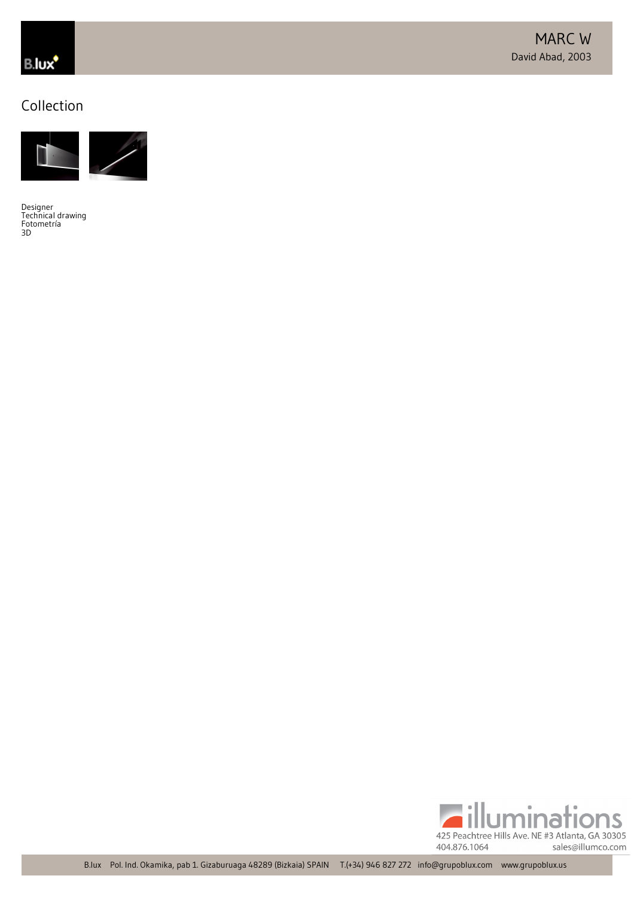# MARC W

David Abad, 2003

## Collection

Designer
Technical drawing
Fotometría
3D

illuminations
425 Peachtree Hills Ave. NE #3 Atlanta, GA 30305
404.876.1064 sales@illumco.com

B.lux Pol. Ind. Okamika, pab 1. Gizaburuaga 48289 (Bizkaia) SPAIN T.(+34) 946 827 272 info@grupoblux.com www.grupoblux.us